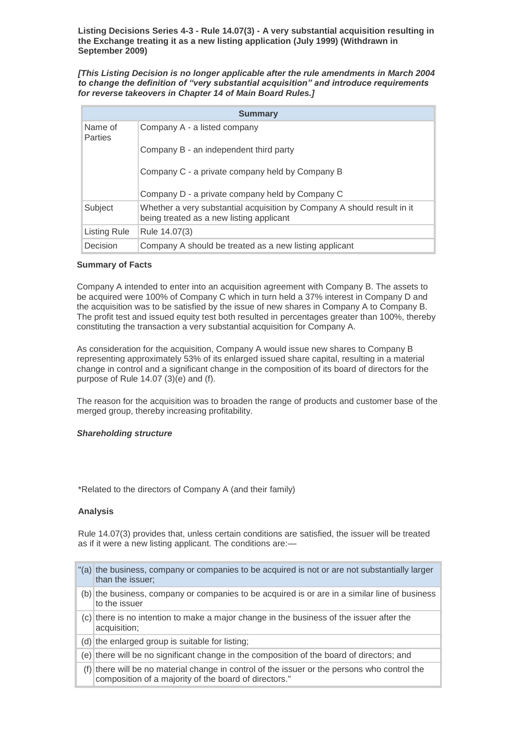**Listing Decisions Series 4-3 - Rule 14.07(3) - A very substantial acquisition resulting in the Exchange treating it as a new listing application (July 1999) (Withdrawn in September 2009)**

***[This Listing Decision is no longer applicable after the rule amendments in March 2004 to change the definition of "very substantial acquisition" and introduce requirements for reverse takeovers in Chapter 14 of Main Board Rules.]***

| Summary | |
|---|---|
| Name of Parties | Company A - a listed company<br><br>Company B - an independent third party<br><br>Company C - a private company held by Company B<br><br>Company D - a private company held by Company C |
| Subject | Whether a very substantial acquisition by Company A should result in it being treated as a new listing applicant |
| Listing Rule | Rule 14.07(3) |
| Decision | Company A should be treated as a new listing applicant |

**Summary of Facts**

Company A intended to enter into an acquisition agreement with Company B. The assets to be acquired were 100% of Company C which in turn held a 37% interest in Company D and the acquisition was to be satisfied by the issue of new shares in Company A to Company B. The profit test and issued equity test both resulted in percentages greater than 100%, thereby constituting the transaction a very substantial acquisition for Company A.

As consideration for the acquisition, Company A would issue new shares to Company B representing approximately 53% of its enlarged issued share capital, resulting in a material change in control and a significant change in the composition of its board of directors for the purpose of Rule 14.07 (3)(e) and (f).

The reason for the acquisition was to broaden the range of products and customer base of the merged group, thereby increasing profitability.

***Shareholding structure***

*Related to the directors of Company A (and their family)

**Analysis**

Rule 14.07(3) provides that, unless certain conditions are satisfied, the issuer will be treated as if it were a new listing applicant. The conditions are:—

| | |
|---|---|
| "(a) | the business, company or companies to be acquired is not or are not substantially larger than the issuer; |
| (b) | the business, company or companies to be acquired is or are in a similar line of business to the issuer |
| (c) | there is no intention to make a major change in the business of the issuer after the acquisition; |
| (d) | the enlarged group is suitable for listing; |
| (e) | there will be no significant change in the composition of the board of directors; and |
| (f) | there will be no material change in control of the issuer or the persons who control the composition of a majority of the board of directors." |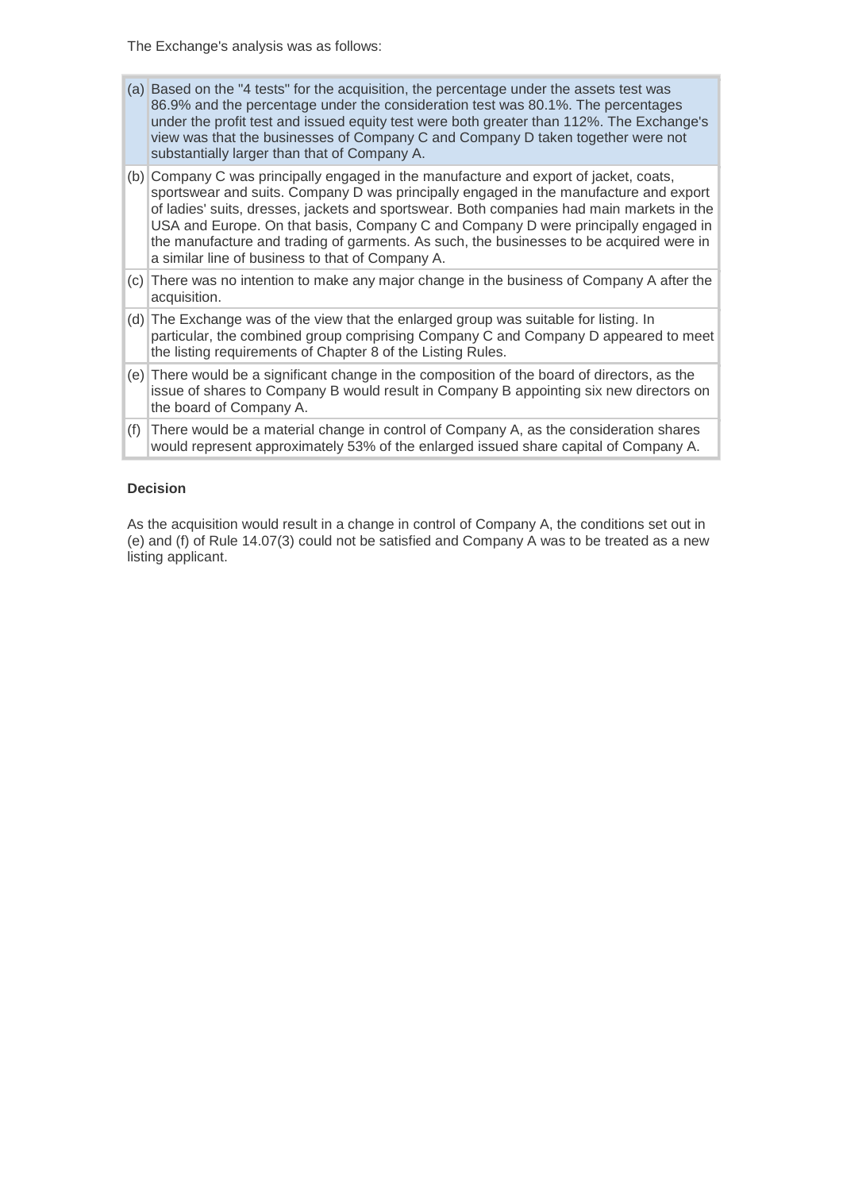The Exchange's analysis was as follows:

| | |
|---|---|
| (a) | Based on the "4 tests" for the acquisition, the percentage under the assets test was 86.9% and the percentage under the consideration test was 80.1%. The percentages under the profit test and issued equity test were both greater than 112%. The Exchange's view was that the businesses of Company C and Company D taken together were not substantially larger than that of Company A. |
| (b) | Company C was principally engaged in the manufacture and export of jacket, coats, sportswear and suits. Company D was principally engaged in the manufacture and export of ladies' suits, dresses, jackets and sportswear. Both companies had main markets in the USA and Europe. On that basis, Company C and Company D were principally engaged in the manufacture and trading of garments. As such, the businesses to be acquired were in a similar line of business to that of Company A. |
| (c) | There was no intention to make any major change in the business of Company A after the acquisition. |
| (d) | The Exchange was of the view that the enlarged group was suitable for listing. In particular, the combined group comprising Company C and Company D appeared to meet the listing requirements of Chapter 8 of the Listing Rules. |
| (e) | There would be a significant change in the composition of the board of directors, as the issue of shares to Company B would result in Company B appointing six new directors on the board of Company A. |
| (f) | There would be a material change in control of Company A, as the consideration shares would represent approximately 53% of the enlarged issued share capital of Company A. |

**Decision**

As the acquisition would result in a change in control of Company A, the conditions set out in (e) and (f) of Rule 14.07(3) could not be satisfied and Company A was to be treated as a new listing applicant.